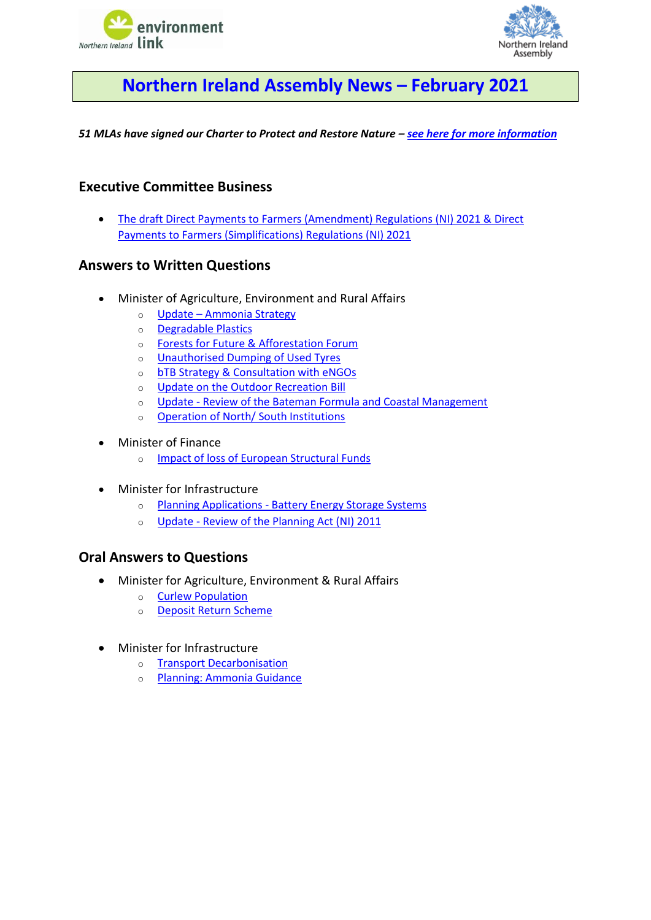# Northern Ireland Assembly News – February 2021

***51 MLAs have signed our Charter to Protect and Restore Nature – see here for more information***

## Executive Committee Business

- The draft Direct Payments to Farmers (Amendment) Regulations (NI) 2021 & Direct Payments to Farmers (Simplifications) Regulations (NI) 2021

## Answers to Written Questions

- Minister of Agriculture, Environment and Rural Affairs
  - Update – Ammonia Strategy
  - Degradable Plastics
  - Forests for Future & Afforestation Forum
  - Unauthorised Dumping of Used Tyres
  - bTB Strategy & Consultation with eNGOs
  - Update on the Outdoor Recreation Bill
  - Update - Review of the Bateman Formula and Coastal Management
  - Operation of North/ South Institutions

- Minister of Finance
  - Impact of loss of European Structural Funds

- Minister for Infrastructure
  - Planning Applications - Battery Energy Storage Systems
  - Update - Review of the Planning Act (NI) 2011

## Oral Answers to Questions

- Minister for Agriculture, Environment & Rural Affairs
  - Curlew Population
  - Deposit Return Scheme

- Minister for Infrastructure
  - Transport Decarbonisation
  - Planning: Ammonia Guidance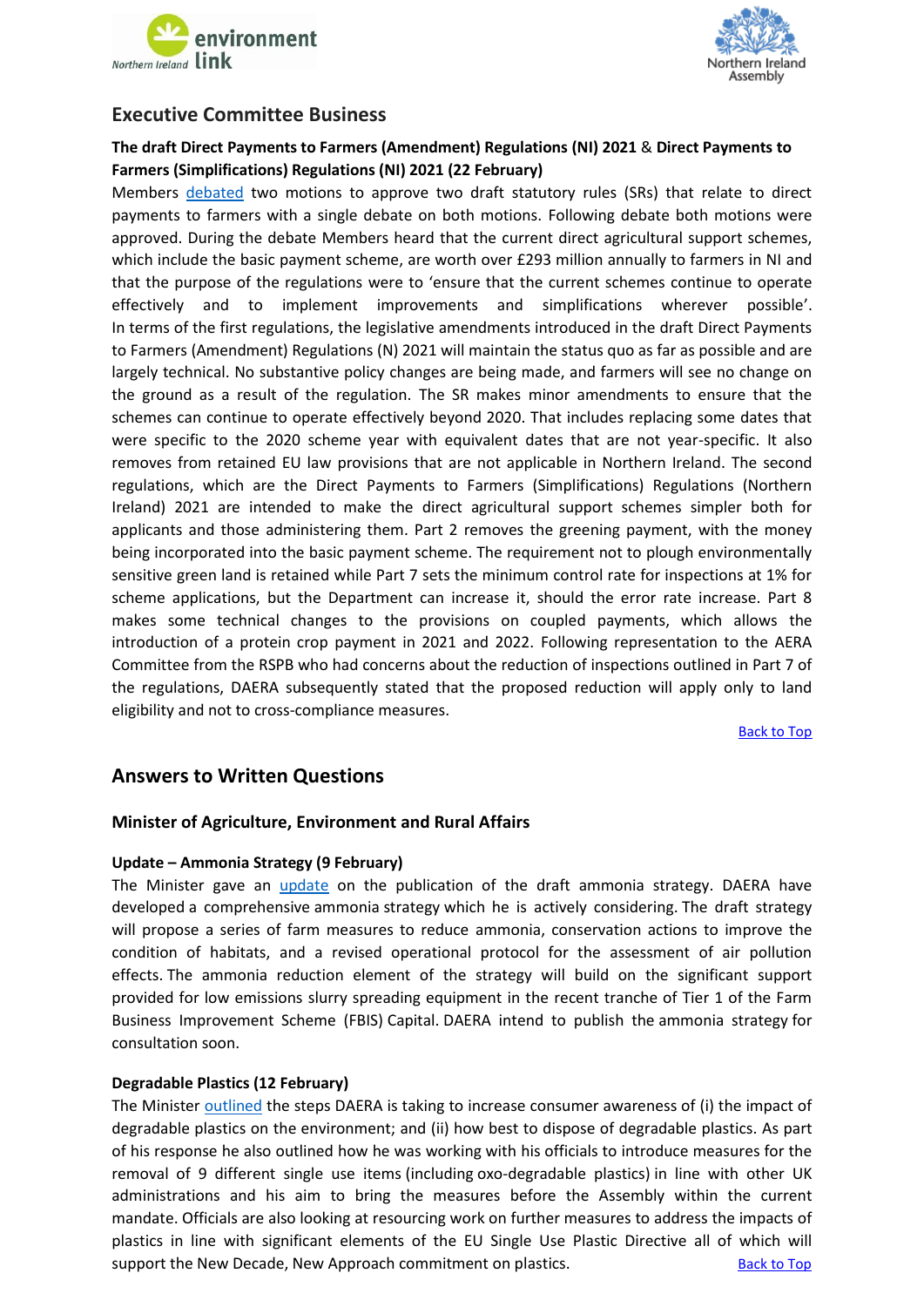## Executive Committee Business

**The draft Direct Payments to Farmers (Amendment) Regulations (NI) 2021** & **Direct Payments to Farmers (Simplifications) Regulations (NI) 2021 (22 February)**

Members debated two motions to approve two draft statutory rules (SRs) that relate to direct payments to farmers with a single debate on both motions. Following debate both motions were approved. During the debate Members heard that the current direct agricultural support schemes, which include the basic payment scheme, are worth over £293 million annually to farmers in NI and that the purpose of the regulations were to 'ensure that the current schemes continue to operate effectively and to implement improvements and simplifications wherever possible'. In terms of the first regulations, the legislative amendments introduced in the draft Direct Payments to Farmers (Amendment) Regulations (N) 2021 will maintain the status quo as far as possible and are largely technical. No substantive policy changes are being made, and farmers will see no change on the ground as a result of the regulation. The SR makes minor amendments to ensure that the schemes can continue to operate effectively beyond 2020. That includes replacing some dates that were specific to the 2020 scheme year with equivalent dates that are not year-specific. It also removes from retained EU law provisions that are not applicable in Northern Ireland. The second regulations, which are the Direct Payments to Farmers (Simplifications) Regulations (Northern Ireland) 2021 are intended to make the direct agricultural support schemes simpler both for applicants and those administering them. Part 2 removes the greening payment, with the money being incorporated into the basic payment scheme. The requirement not to plough environmentally sensitive green land is retained while Part 7 sets the minimum control rate for inspections at 1% for scheme applications, but the Department can increase it, should the error rate increase. Part 8 makes some technical changes to the provisions on coupled payments, which allows the introduction of a protein crop payment in 2021 and 2022. Following representation to the AERA Committee from the RSPB who had concerns about the reduction of inspections outlined in Part 7 of the regulations, DAERA subsequently stated that the proposed reduction will apply only to land eligibility and not to cross-compliance measures.

Back to Top

## Answers to Written Questions

### Minister of Agriculture, Environment and Rural Affairs

**Update – Ammonia Strategy (9 February)**

The Minister gave an update on the publication of the draft ammonia strategy. DAERA have developed a comprehensive ammonia strategy which he is actively considering. The draft strategy will propose a series of farm measures to reduce ammonia, conservation actions to improve the condition of habitats, and a revised operational protocol for the assessment of air pollution effects. The ammonia reduction element of the strategy will build on the significant support provided for low emissions slurry spreading equipment in the recent tranche of Tier 1 of the Farm Business Improvement Scheme (FBIS) Capital. DAERA intend to publish the ammonia strategy for consultation soon.

**Degradable Plastics (12 February)**

The Minister outlined the steps DAERA is taking to increase consumer awareness of (i) the impact of degradable plastics on the environment; and (ii) how best to dispose of degradable plastics. As part of his response he also outlined how he was working with his officials to introduce measures for the removal of 9 different single use items (including oxo-degradable plastics) in line with other UK administrations and his aim to bring the measures before the Assembly within the current mandate. Officials are also looking at resourcing work on further measures to address the impacts of plastics in line with significant elements of the EU Single Use Plastic Directive all of which will support the New Decade, New Approach commitment on plastics.

Back to Top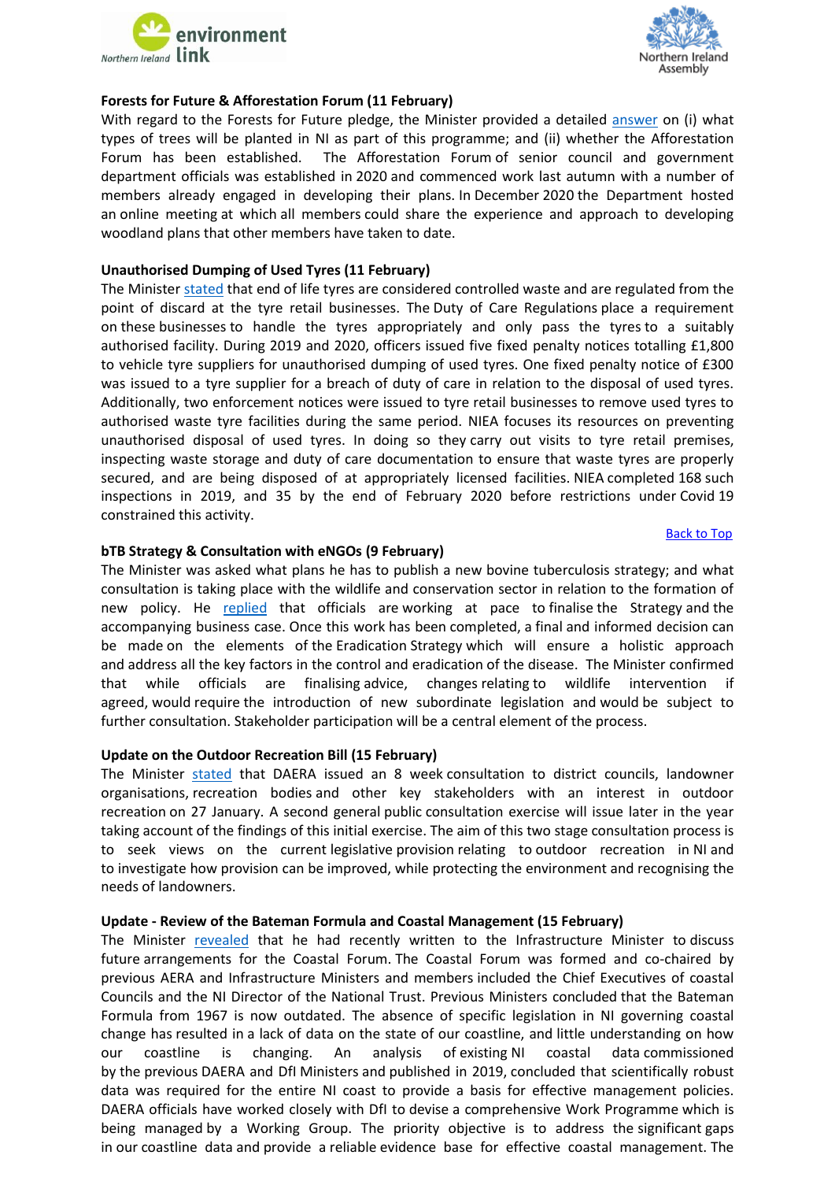**Forests for Future & Afforestation Forum (11 February)**

With regard to the Forests for Future pledge, the Minister provided a detailed answer on (i) what types of trees will be planted in NI as part of this programme; and (ii) whether the Afforestation Forum has been established. The Afforestation Forum of senior council and government department officials was established in 2020 and commenced work last autumn with a number of members already engaged in developing their plans. In December 2020 the Department hosted an online meeting at which all members could share the experience and approach to developing woodland plans that other members have taken to date.

**Unauthorised Dumping of Used Tyres (11 February)**

The Minister stated that end of life tyres are considered controlled waste and are regulated from the point of discard at the tyre retail businesses. The Duty of Care Regulations place a requirement on these businesses to handle the tyres appropriately and only pass the tyres to a suitably authorised facility. During 2019 and 2020, officers issued five fixed penalty notices totalling £1,800 to vehicle tyre suppliers for unauthorised dumping of used tyres. One fixed penalty notice of £300 was issued to a tyre supplier for a breach of duty of care in relation to the disposal of used tyres. Additionally, two enforcement notices were issued to tyre retail businesses to remove used tyres to authorised waste tyre facilities during the same period. NIEA focuses its resources on preventing unauthorised disposal of used tyres. In doing so they carry out visits to tyre retail premises, inspecting waste storage and duty of care documentation to ensure that waste tyres are properly secured, and are being disposed of at appropriately licensed facilities. NIEA completed 168 such inspections in 2019, and 35 by the end of February 2020 before restrictions under Covid 19 constrained this activity.

Back to Top

**bTB Strategy & Consultation with eNGOs (9 February)**

The Minister was asked what plans he has to publish a new bovine tuberculosis strategy; and what consultation is taking place with the wildlife and conservation sector in relation to the formation of new policy. He replied that officials are working at pace to finalise the Strategy and the accompanying business case. Once this work has been completed, a final and informed decision can be made on the elements of the Eradication Strategy which will ensure a holistic approach and address all the key factors in the control and eradication of the disease. The Minister confirmed that while officials are finalising advice, changes relating to wildlife intervention if agreed, would require the introduction of new subordinate legislation and would be subject to further consultation. Stakeholder participation will be a central element of the process.

**Update on the Outdoor Recreation Bill (15 February)**

The Minister stated that DAERA issued an 8 week consultation to district councils, landowner organisations, recreation bodies and other key stakeholders with an interest in outdoor recreation on 27 January. A second general public consultation exercise will issue later in the year taking account of the findings of this initial exercise. The aim of this two stage consultation process is to seek views on the current legislative provision relating to outdoor recreation in NI and to investigate how provision can be improved, while protecting the environment and recognising the needs of landowners.

**Update - Review of the Bateman Formula and Coastal Management (15 February)**

The Minister revealed that he had recently written to the Infrastructure Minister to discuss future arrangements for the Coastal Forum. The Coastal Forum was formed and co-chaired by previous AERA and Infrastructure Ministers and members included the Chief Executives of coastal Councils and the NI Director of the National Trust. Previous Ministers concluded that the Bateman Formula from 1967 is now outdated. The absence of specific legislation in NI governing coastal change has resulted in a lack of data on the state of our coastline, and little understanding on how our coastline is changing. An analysis of existing NI coastal data commissioned by the previous DAERA and DfI Ministers and published in 2019, concluded that scientifically robust data was required for the entire NI coast to provide a basis for effective management policies. DAERA officials have worked closely with DfI to devise a comprehensive Work Programme which is being managed by a Working Group. The priority objective is to address the significant gaps in our coastline data and provide a reliable evidence base for effective coastal management. The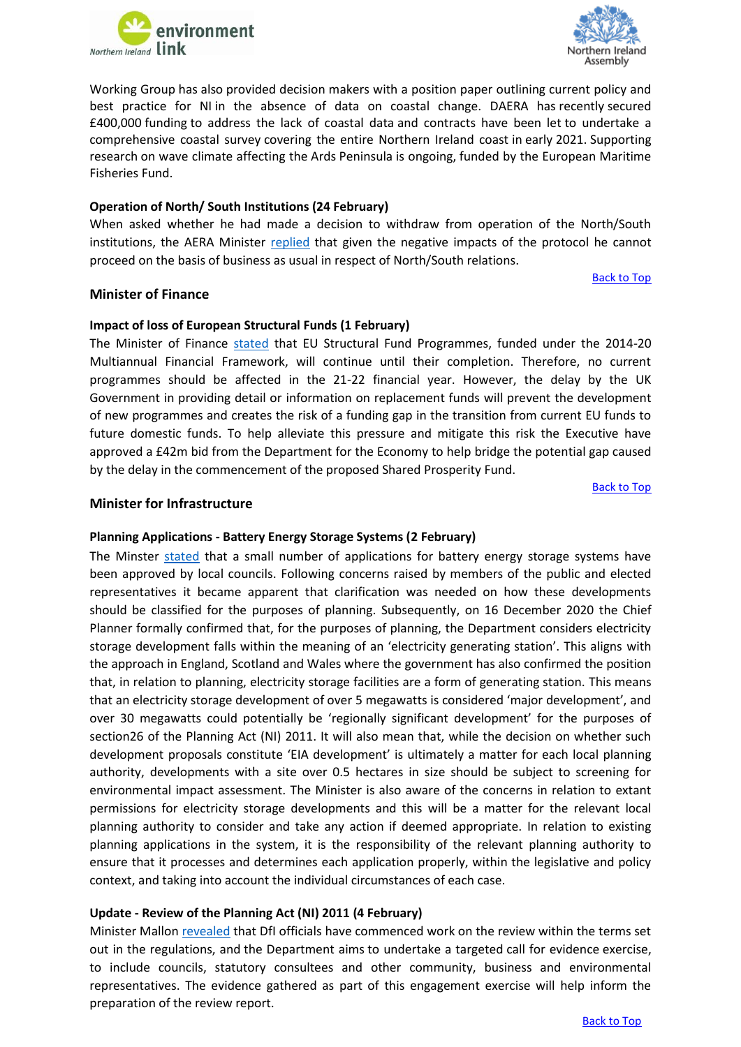Working Group has also provided decision makers with a position paper outlining current policy and best practice for NI in the absence of data on coastal change. DAERA has recently secured £400,000 funding to address the lack of coastal data and contracts have been let to undertake a comprehensive coastal survey covering the entire Northern Ireland coast in early 2021. Supporting research on wave climate affecting the Ards Peninsula is ongoing, funded by the European Maritime Fisheries Fund.

**Operation of North/ South Institutions (24 February)**

When asked whether he had made a decision to withdraw from operation of the North/South institutions, the AERA Minister replied that given the negative impacts of the protocol he cannot proceed on the basis of business as usual in respect of North/South relations.

Back to Top

## Minister of Finance

**Impact of loss of European Structural Funds (1 February)**

The Minister of Finance stated that EU Structural Fund Programmes, funded under the 2014-20 Multiannual Financial Framework, will continue until their completion. Therefore, no current programmes should be affected in the 21-22 financial year. However, the delay by the UK Government in providing detail or information on replacement funds will prevent the development of new programmes and creates the risk of a funding gap in the transition from current EU funds to future domestic funds. To help alleviate this pressure and mitigate this risk the Executive have approved a £42m bid from the Department for the Economy to help bridge the potential gap caused by the delay in the commencement of the proposed Shared Prosperity Fund.

Back to Top

## Minister for Infrastructure

**Planning Applications - Battery Energy Storage Systems (2 February)**

The Minster stated that a small number of applications for battery energy storage systems have been approved by local councils. Following concerns raised by members of the public and elected representatives it became apparent that clarification was needed on how these developments should be classified for the purposes of planning. Subsequently, on 16 December 2020 the Chief Planner formally confirmed that, for the purposes of planning, the Department considers electricity storage development falls within the meaning of an 'electricity generating station'. This aligns with the approach in England, Scotland and Wales where the government has also confirmed the position that, in relation to planning, electricity storage facilities are a form of generating station. This means that an electricity storage development of over 5 megawatts is considered 'major development', and over 30 megawatts could potentially be 'regionally significant development' for the purposes of section26 of the Planning Act (NI) 2011. It will also mean that, while the decision on whether such development proposals constitute 'EIA development' is ultimately a matter for each local planning authority, developments with a site over 0.5 hectares in size should be subject to screening for environmental impact assessment. The Minister is also aware of the concerns in relation to extant permissions for electricity storage developments and this will be a matter for the relevant local planning authority to consider and take any action if deemed appropriate. In relation to existing planning applications in the system, it is the responsibility of the relevant planning authority to ensure that it processes and determines each application properly, within the legislative and policy context, and taking into account the individual circumstances of each case.

**Update - Review of the Planning Act (NI) 2011 (4 February)**

Minister Mallon revealed that DfI officials have commenced work on the review within the terms set out in the regulations, and the Department aims to undertake a targeted call for evidence exercise, to include councils, statutory consultees and other community, business and environmental representatives. The evidence gathered as part of this engagement exercise will help inform the preparation of the review report.

Back to Top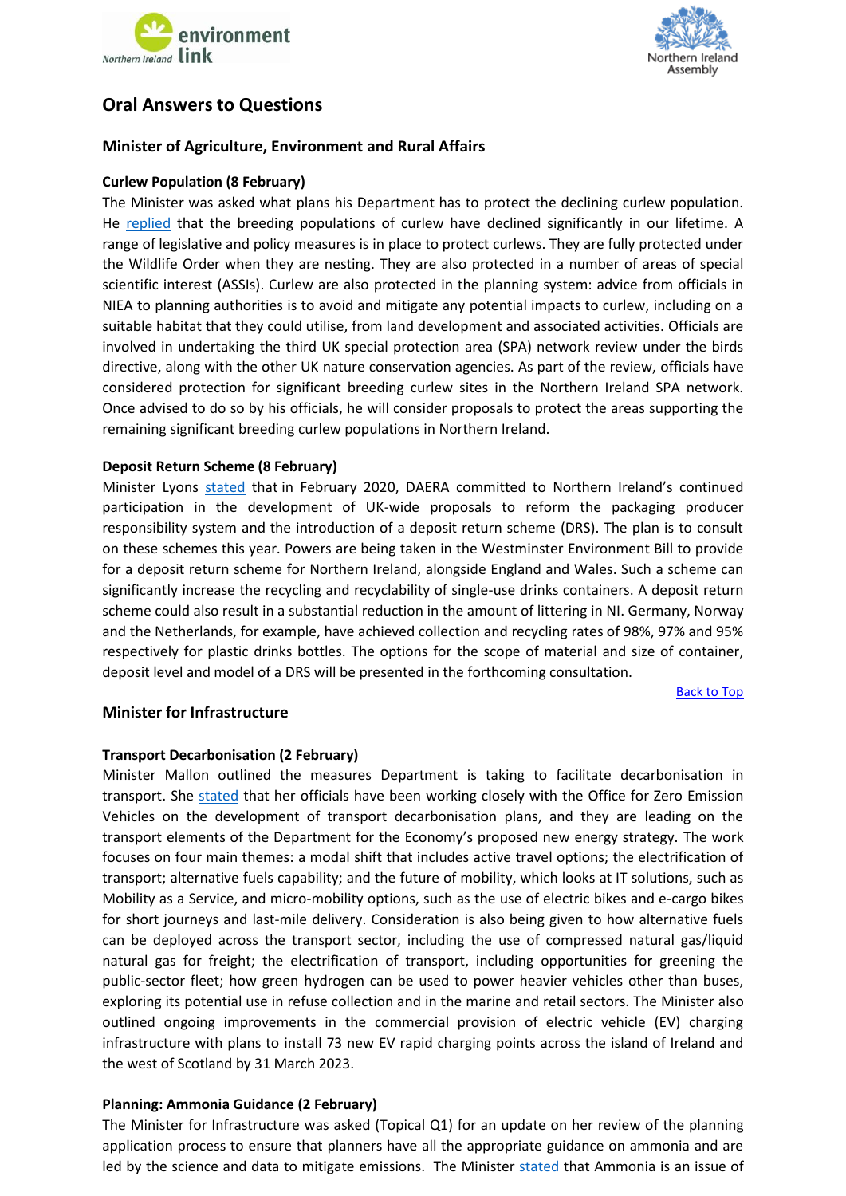# Oral Answers to Questions

## Minister of Agriculture, Environment and Rural Affairs

**Curlew Population (8 February)**

The Minister was asked what plans his Department has to protect the declining curlew population. He replied that the breeding populations of curlew have declined significantly in our lifetime. A range of legislative and policy measures is in place to protect curlews. They are fully protected under the Wildlife Order when they are nesting. They are also protected in a number of areas of special scientific interest (ASSIs). Curlew are also protected in the planning system: advice from officials in NIEA to planning authorities is to avoid and mitigate any potential impacts to curlew, including on a suitable habitat that they could utilise, from land development and associated activities. Officials are involved in undertaking the third UK special protection area (SPA) network review under the birds directive, along with the other UK nature conservation agencies. As part of the review, officials have considered protection for significant breeding curlew sites in the Northern Ireland SPA network. Once advised to do so by his officials, he will consider proposals to protect the areas supporting the remaining significant breeding curlew populations in Northern Ireland.

**Deposit Return Scheme (8 February)**

Minister Lyons stated that in February 2020, DAERA committed to Northern Ireland's continued participation in the development of UK-wide proposals to reform the packaging producer responsibility system and the introduction of a deposit return scheme (DRS). The plan is to consult on these schemes this year. Powers are being taken in the Westminster Environment Bill to provide for a deposit return scheme for Northern Ireland, alongside England and Wales. Such a scheme can significantly increase the recycling and recyclability of single-use drinks containers. A deposit return scheme could also result in a substantial reduction in the amount of littering in NI. Germany, Norway and the Netherlands, for example, have achieved collection and recycling rates of 98%, 97% and 95% respectively for plastic drinks bottles. The options for the scope of material and size of container, deposit level and model of a DRS will be presented in the forthcoming consultation.

Back to Top

## Minister for Infrastructure

**Transport Decarbonisation (2 February)**

Minister Mallon outlined the measures Department is taking to facilitate decarbonisation in transport. She stated that her officials have been working closely with the Office for Zero Emission Vehicles on the development of transport decarbonisation plans, and they are leading on the transport elements of the Department for the Economy's proposed new energy strategy. The work focuses on four main themes: a modal shift that includes active travel options; the electrification of transport; alternative fuels capability; and the future of mobility, which looks at IT solutions, such as Mobility as a Service, and micro-mobility options, such as the use of electric bikes and e-cargo bikes for short journeys and last-mile delivery. Consideration is also being given to how alternative fuels can be deployed across the transport sector, including the use of compressed natural gas/liquid natural gas for freight; the electrification of transport, including opportunities for greening the public-sector fleet; how green hydrogen can be used to power heavier vehicles other than buses, exploring its potential use in refuse collection and in the marine and retail sectors. The Minister also outlined ongoing improvements in the commercial provision of electric vehicle (EV) charging infrastructure with plans to install 73 new EV rapid charging points across the island of Ireland and the west of Scotland by 31 March 2023.

**Planning: Ammonia Guidance (2 February)**

The Minister for Infrastructure was asked (Topical Q1) for an update on her review of the planning application process to ensure that planners have all the appropriate guidance on ammonia and are led by the science and data to mitigate emissions. The Minister stated that Ammonia is an issue of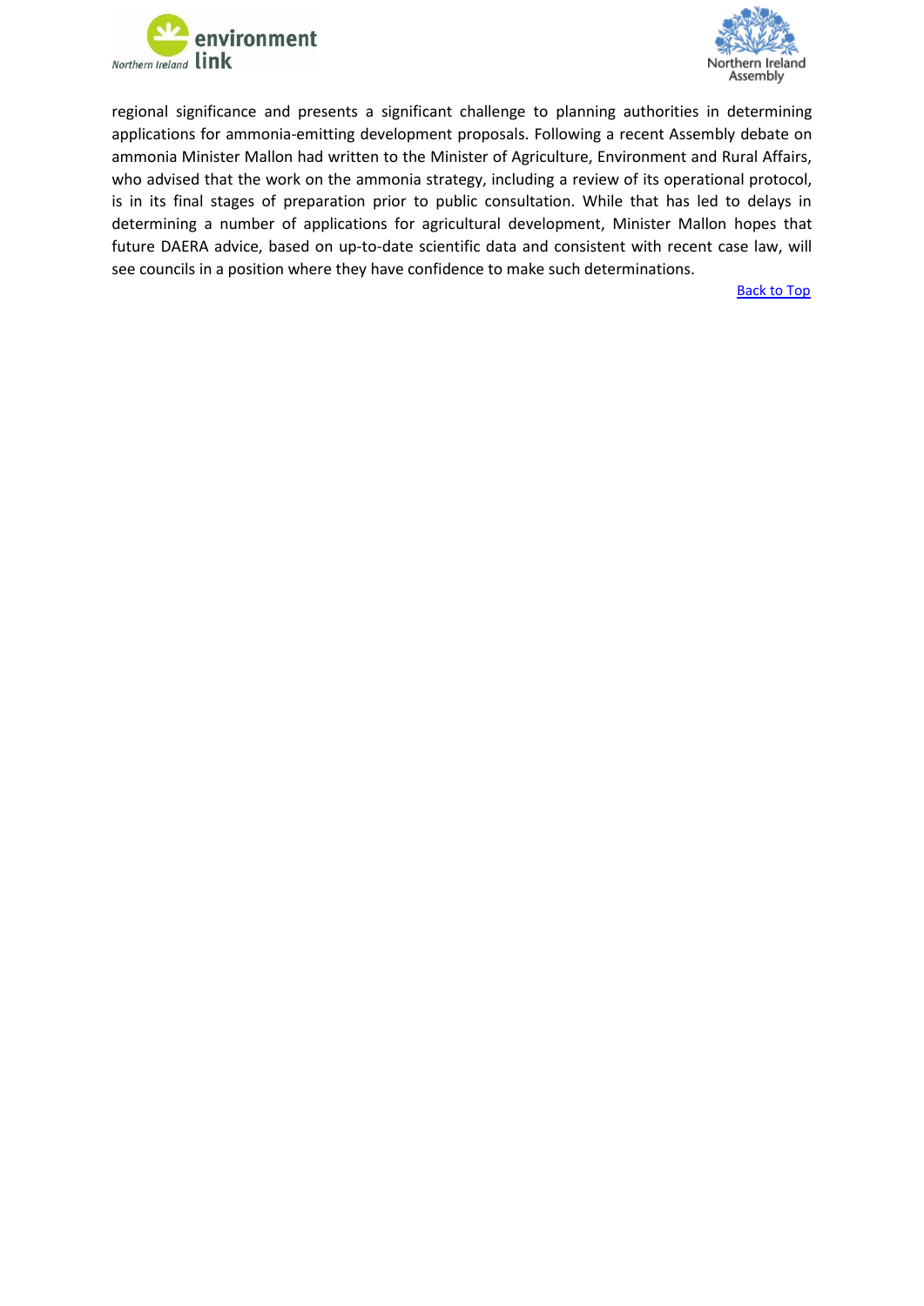regional significance and presents a significant challenge to planning authorities in determining applications for ammonia-emitting development proposals. Following a recent Assembly debate on ammonia Minister Mallon had written to the Minister of Agriculture, Environment and Rural Affairs, who advised that the work on the ammonia strategy, including a review of its operational protocol, is in its final stages of preparation prior to public consultation. While that has led to delays in determining a number of applications for agricultural development, Minister Mallon hopes that future DAERA advice, based on up-to-date scientific data and consistent with recent case law, will see councils in a position where they have confidence to make such determinations.

Back to Top